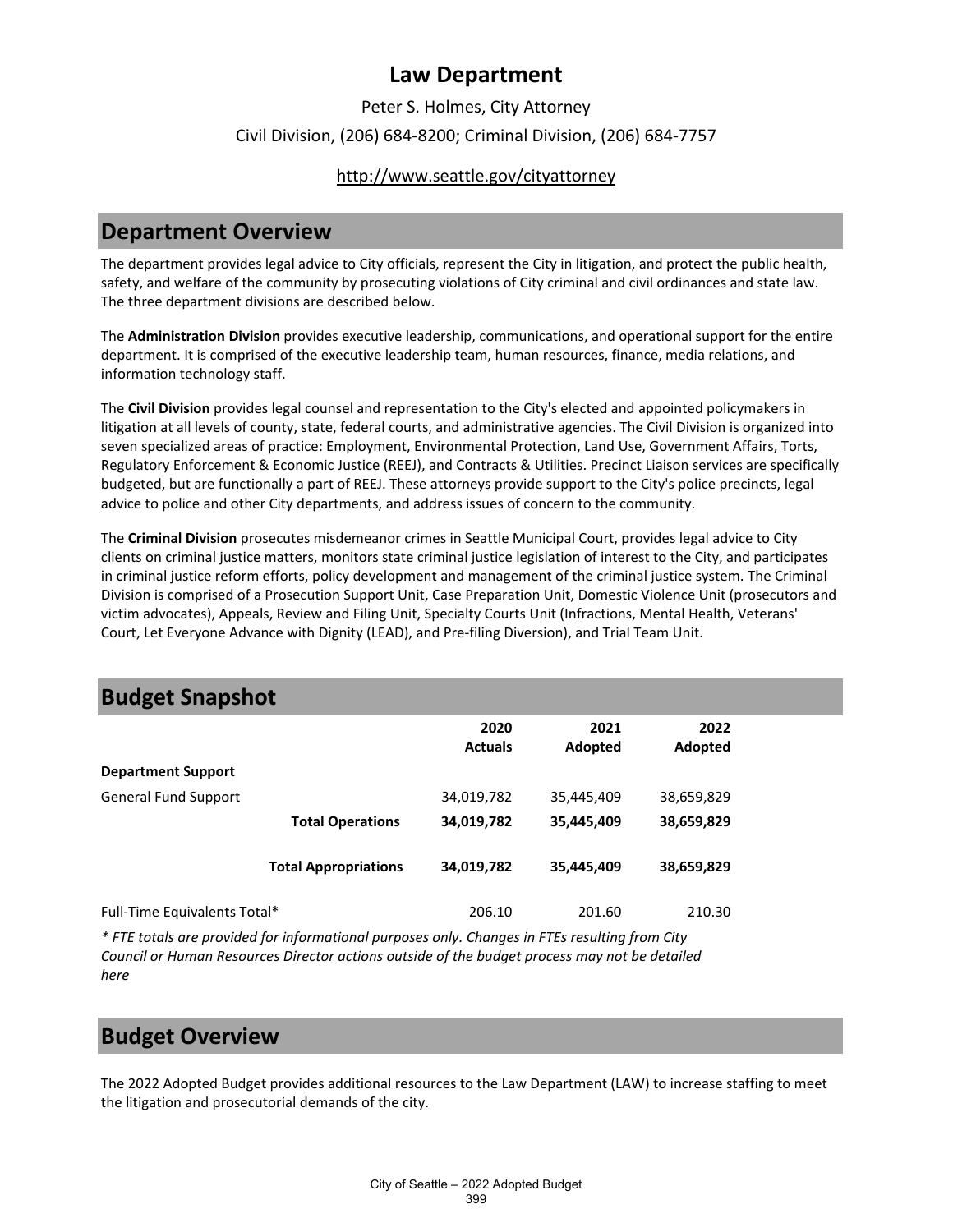# Law Department

Peter S. Holmes, City Attorney

Civil Division, (206) 684-8200; Criminal Division, (206) 684-7757

http://www.seattle.gov/cityattorney

## Department Overview

The department provides legal advice to City officials, represent the City in litigation, and protect the public health, safety, and welfare of the community by prosecuting violations of City criminal and civil ordinances and state law. The three department divisions are described below.

The **Administration Division** provides executive leadership, communications, and operational support for the entire department. It is comprised of the executive leadership team, human resources, finance, media relations, and information technology staff.

The **Civil Division** provides legal counsel and representation to the City's elected and appointed policymakers in litigation at all levels of county, state, federal courts, and administrative agencies. The Civil Division is organized into seven specialized areas of practice: Employment, Environmental Protection, Land Use, Government Affairs, Torts, Regulatory Enforcement & Economic Justice (REEJ), and Contracts & Utilities. Precinct Liaison services are specifically budgeted, but are functionally a part of REEJ. These attorneys provide support to the City's police precincts, legal advice to police and other City departments, and address issues of concern to the community.

The **Criminal Division** prosecutes misdemeanor crimes in Seattle Municipal Court, provides legal advice to City clients on criminal justice matters, monitors state criminal justice legislation of interest to the City, and participates in criminal justice reform efforts, policy development and management of the criminal justice system. The Criminal Division is comprised of a Prosecution Support Unit, Case Preparation Unit, Domestic Violence Unit (prosecutors and victim advocates), Appeals, Review and Filing Unit, Specialty Courts Unit (Infractions, Mental Health, Veterans' Court, Let Everyone Advance with Dignity (LEAD), and Pre-filing Diversion), and Trial Team Unit.

## Budget Snapshot

| | 2020 Actuals | 2021 Adopted | 2022 Adopted |
|---|---|---|---|
| **Department Support** | | | |
| General Fund Support | 34,019,782 | 35,445,409 | 38,659,829 |
| **Total Operations** | **34,019,782** | **35,445,409** | **38,659,829** |
| **Total Appropriations** | **34,019,782** | **35,445,409** | **38,659,829** |
| Full-Time Equivalents Total* | 206.10 | 201.60 | 210.30 |

*\* FTE totals are provided for informational purposes only. Changes in FTEs resulting from City Council or Human Resources Director actions outside of the budget process may not be detailed here*

## Budget Overview

The 2022 Adopted Budget provides additional resources to the Law Department (LAW) to increase staffing to meet the litigation and prosecutorial demands of the city.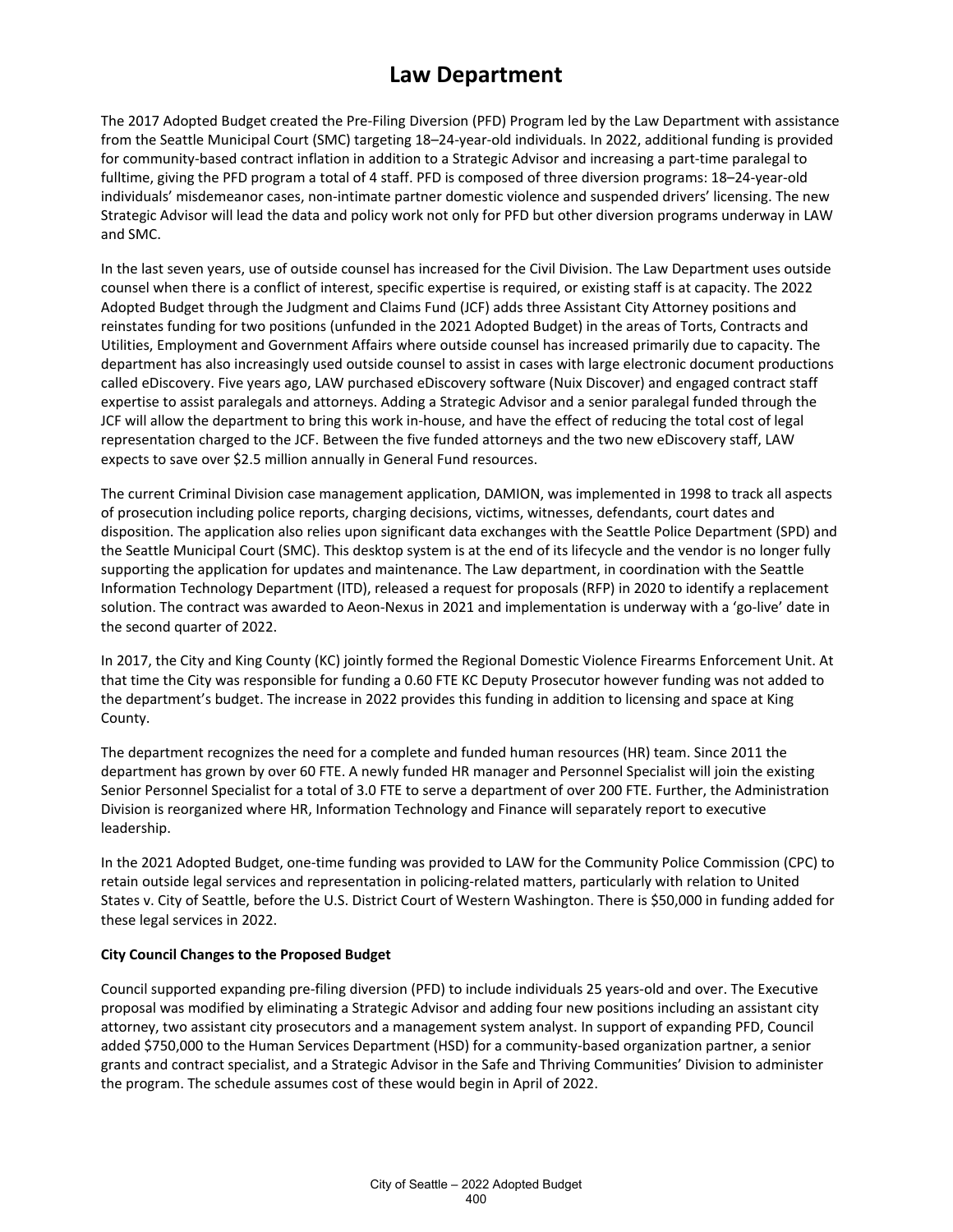# Law Department

The 2017 Adopted Budget created the Pre-Filing Diversion (PFD) Program led by the Law Department with assistance from the Seattle Municipal Court (SMC) targeting 18–24-year-old individuals. In 2022, additional funding is provided for community-based contract inflation in addition to a Strategic Advisor and increasing a part-time paralegal to fulltime, giving the PFD program a total of 4 staff. PFD is composed of three diversion programs: 18–24-year-old individuals' misdemeanor cases, non-intimate partner domestic violence and suspended drivers' licensing. The new Strategic Advisor will lead the data and policy work not only for PFD but other diversion programs underway in LAW and SMC.

In the last seven years, use of outside counsel has increased for the Civil Division. The Law Department uses outside counsel when there is a conflict of interest, specific expertise is required, or existing staff is at capacity. The 2022 Adopted Budget through the Judgment and Claims Fund (JCF) adds three Assistant City Attorney positions and reinstates funding for two positions (unfunded in the 2021 Adopted Budget) in the areas of Torts, Contracts and Utilities, Employment and Government Affairs where outside counsel has increased primarily due to capacity. The department has also increasingly used outside counsel to assist in cases with large electronic document productions called eDiscovery. Five years ago, LAW purchased eDiscovery software (Nuix Discover) and engaged contract staff expertise to assist paralegals and attorneys. Adding a Strategic Advisor and a senior paralegal funded through the JCF will allow the department to bring this work in-house, and have the effect of reducing the total cost of legal representation charged to the JCF. Between the five funded attorneys and the two new eDiscovery staff, LAW expects to save over $2.5 million annually in General Fund resources.

The current Criminal Division case management application, DAMION, was implemented in 1998 to track all aspects of prosecution including police reports, charging decisions, victims, witnesses, defendants, court dates and disposition. The application also relies upon significant data exchanges with the Seattle Police Department (SPD) and the Seattle Municipal Court (SMC). This desktop system is at the end of its lifecycle and the vendor is no longer fully supporting the application for updates and maintenance. The Law department, in coordination with the Seattle Information Technology Department (ITD), released a request for proposals (RFP) in 2020 to identify a replacement solution. The contract was awarded to Aeon-Nexus in 2021 and implementation is underway with a 'go-live' date in the second quarter of 2022.

In 2017, the City and King County (KC) jointly formed the Regional Domestic Violence Firearms Enforcement Unit. At that time the City was responsible for funding a 0.60 FTE KC Deputy Prosecutor however funding was not added to the department's budget. The increase in 2022 provides this funding in addition to licensing and space at King County.

The department recognizes the need for a complete and funded human resources (HR) team. Since 2011 the department has grown by over 60 FTE. A newly funded HR manager and Personnel Specialist will join the existing Senior Personnel Specialist for a total of 3.0 FTE to serve a department of over 200 FTE. Further, the Administration Division is reorganized where HR, Information Technology and Finance will separately report to executive leadership.

In the 2021 Adopted Budget, one-time funding was provided to LAW for the Community Police Commission (CPC) to retain outside legal services and representation in policing-related matters, particularly with relation to United States v. City of Seattle, before the U.S. District Court of Western Washington. There is $50,000 in funding added for these legal services in 2022.

**City Council Changes to the Proposed Budget**

Council supported expanding pre-filing diversion (PFD) to include individuals 25 years-old and over. The Executive proposal was modified by eliminating a Strategic Advisor and adding four new positions including an assistant city attorney, two assistant city prosecutors and a management system analyst. In support of expanding PFD, Council added $750,000 to the Human Services Department (HSD) for a community-based organization partner, a senior grants and contract specialist, and a Strategic Advisor in the Safe and Thriving Communities' Division to administer the program. The schedule assumes cost of these would begin in April of 2022.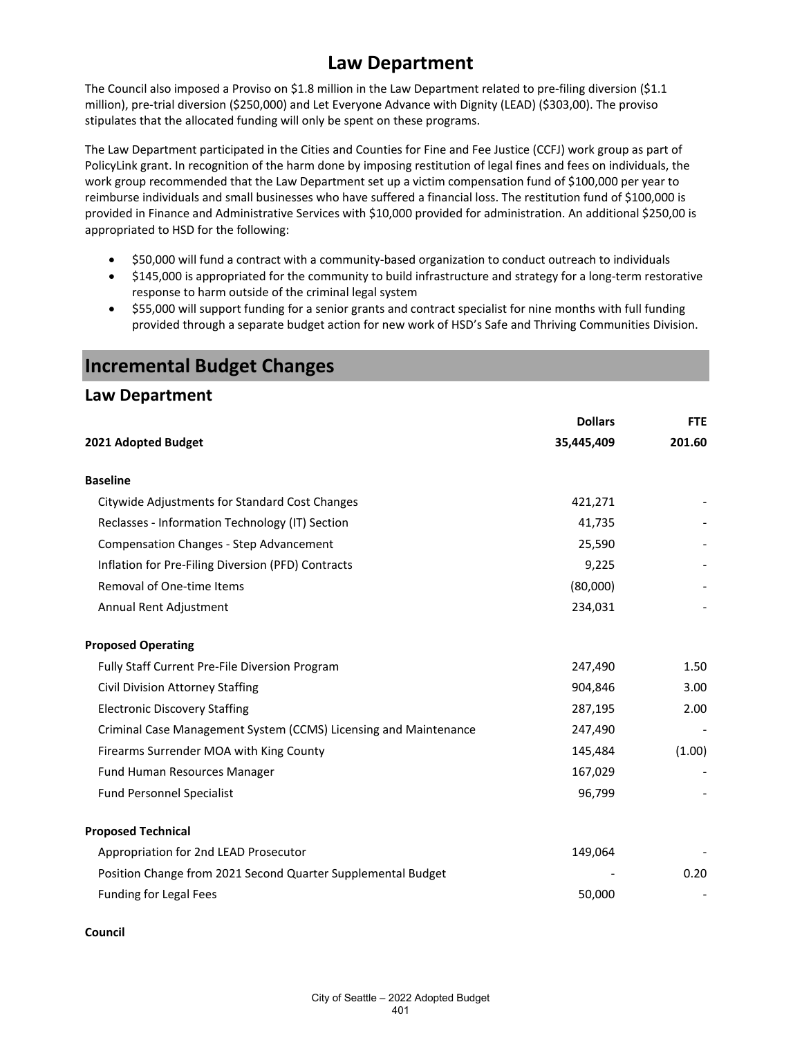# Law Department

The Council also imposed a Proviso on $1.8 million in the Law Department related to pre-filing diversion ($1.1 million), pre-trial diversion ($250,000) and Let Everyone Advance with Dignity (LEAD) ($303,00). The proviso stipulates that the allocated funding will only be spent on these programs.

The Law Department participated in the Cities and Counties for Fine and Fee Justice (CCFJ) work group as part of PolicyLink grant. In recognition of the harm done by imposing restitution of legal fines and fees on individuals, the work group recommended that the Law Department set up a victim compensation fund of $100,000 per year to reimburse individuals and small businesses who have suffered a financial loss. The restitution fund of $100,000 is provided in Finance and Administrative Services with $10,000 provided for administration. An additional $250,00 is appropriated to HSD for the following:

- $50,000 will fund a contract with a community-based organization to conduct outreach to individuals
- $145,000 is appropriated for the community to build infrastructure and strategy for a long-term restorative response to harm outside of the criminal legal system
- $55,000 will support funding for a senior grants and contract specialist for nine months with full funding provided through a separate budget action for new work of HSD's Safe and Thriving Communities Division.

## Incremental Budget Changes

### Law Department

| | Dollars | FTE |
|---|---|---|
| **2021 Adopted Budget** | **35,445,409** | **201.60** |
| **Baseline** | | |
| Citywide Adjustments for Standard Cost Changes | 421,271 | - |
| Reclasses - Information Technology (IT) Section | 41,735 | - |
| Compensation Changes - Step Advancement | 25,590 | - |
| Inflation for Pre-Filing Diversion (PFD) Contracts | 9,225 | - |
| Removal of One-time Items | (80,000) | - |
| Annual Rent Adjustment | 234,031 | - |
| **Proposed Operating** | | |
| Fully Staff Current Pre-File Diversion Program | 247,490 | 1.50 |
| Civil Division Attorney Staffing | 904,846 | 3.00 |
| Electronic Discovery Staffing | 287,195 | 2.00 |
| Criminal Case Management System (CCMS) Licensing and Maintenance | 247,490 | - |
| Firearms Surrender MOA with King County | 145,484 | (1.00) |
| Fund Human Resources Manager | 167,029 | - |
| Fund Personnel Specialist | 96,799 | - |
| **Proposed Technical** | | |
| Appropriation for 2nd LEAD Prosecutor | 149,064 | - |
| Position Change from 2021 Second Quarter Supplemental Budget | - | 0.20 |
| Funding for Legal Fees | 50,000 | - |
| **Council** | | |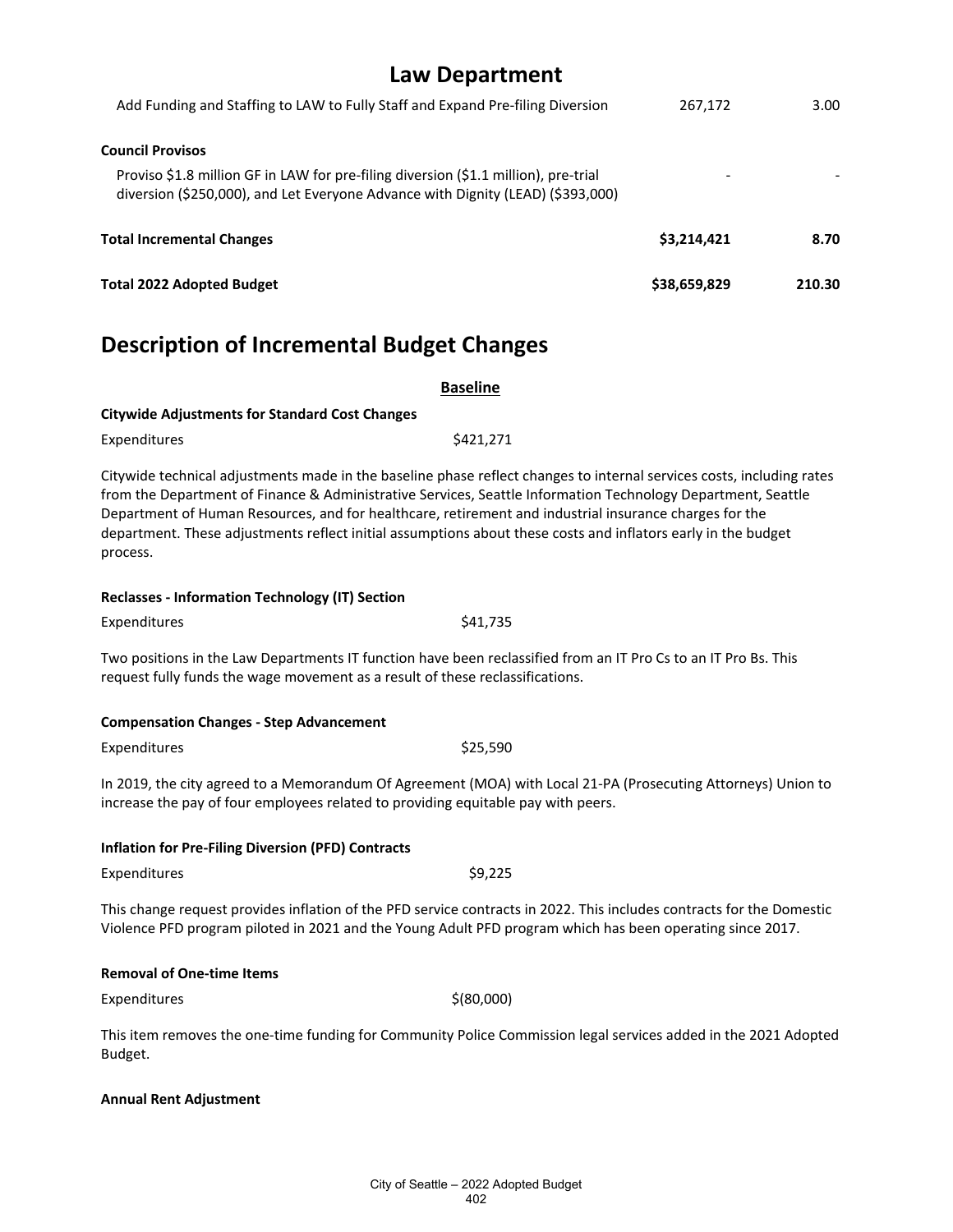## Law Department

| | | |
|---|---|---|
| Add Funding and Staffing to LAW to Fully Staff and Expand Pre-filing Diversion | 267,172 | 3.00 |
| **Council Provisos** | | |
| Proviso $1.8 million GF in LAW for pre-filing diversion ($1.1 million), pre-trial diversion ($250,000), and Let Everyone Advance with Dignity (LEAD) ($393,000) | - | - |
| **Total Incremental Changes** | **$3,214,421** | **8.70** |
| **Total 2022 Adopted Budget** | **$38,659,829** | **210.30** |

# Description of Incremental Budget Changes

**Baseline**

**Citywide Adjustments for Standard Cost Changes**

Expenditures $421,271

Citywide technical adjustments made in the baseline phase reflect changes to internal services costs, including rates from the Department of Finance & Administrative Services, Seattle Information Technology Department, Seattle Department of Human Resources, and for healthcare, retirement and industrial insurance charges for the department. These adjustments reflect initial assumptions about these costs and inflators early in the budget process.

**Reclasses - Information Technology (IT) Section**

Expenditures $41,735

Two positions in the Law Departments IT function have been reclassified from an IT Pro Cs to an IT Pro Bs. This request fully funds the wage movement as a result of these reclassifications.

**Compensation Changes - Step Advancement**

Expenditures $25,590

In 2019, the city agreed to a Memorandum Of Agreement (MOA) with Local 21-PA (Prosecuting Attorneys) Union to increase the pay of four employees related to providing equitable pay with peers.

**Inflation for Pre-Filing Diversion (PFD) Contracts**

Expenditures $9,225

This change request provides inflation of the PFD service contracts in 2022. This includes contracts for the Domestic Violence PFD program piloted in 2021 and the Young Adult PFD program which has been operating since 2017.

**Removal of One-time Items**

Expenditures $(80,000)

This item removes the one-time funding for Community Police Commission legal services added in the 2021 Adopted Budget.

**Annual Rent Adjustment**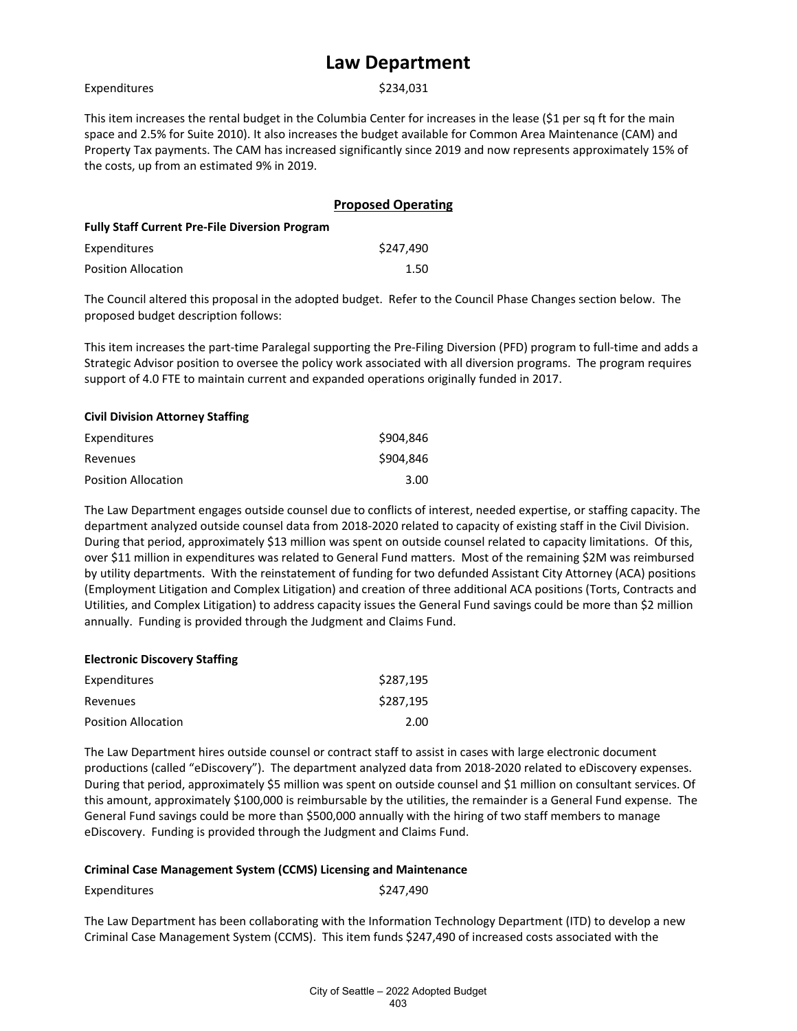# Law Department

| | |
|---|---|
| Expenditures | $234,031 |

This item increases the rental budget in the Columbia Center for increases in the lease ($1 per sq ft for the main space and 2.5% for Suite 2010). It also increases the budget available for Common Area Maintenance (CAM) and Property Tax payments. The CAM has increased significantly since 2019 and now represents approximately 15% of the costs, up from an estimated 9% in 2019.

## Proposed Operating

**Fully Staff Current Pre-File Diversion Program**

| | |
|---|---|
| Expenditures | $247,490 |
| Position Allocation | 1.50 |

The Council altered this proposal in the adopted budget. Refer to the Council Phase Changes section below. The proposed budget description follows:

This item increases the part-time Paralegal supporting the Pre-Filing Diversion (PFD) program to full-time and adds a Strategic Advisor position to oversee the policy work associated with all diversion programs. The program requires support of 4.0 FTE to maintain current and expanded operations originally funded in 2017.

**Civil Division Attorney Staffing**

| | |
|---|---|
| Expenditures | $904,846 |
| Revenues | $904,846 |
| Position Allocation | 3.00 |

The Law Department engages outside counsel due to conflicts of interest, needed expertise, or staffing capacity. The department analyzed outside counsel data from 2018-2020 related to capacity of existing staff in the Civil Division. During that period, approximately $13 million was spent on outside counsel related to capacity limitations. Of this, over $11 million in expenditures was related to General Fund matters. Most of the remaining $2M was reimbursed by utility departments. With the reinstatement of funding for two defunded Assistant City Attorney (ACA) positions (Employment Litigation and Complex Litigation) and creation of three additional ACA positions (Torts, Contracts and Utilities, and Complex Litigation) to address capacity issues the General Fund savings could be more than $2 million annually. Funding is provided through the Judgment and Claims Fund.

**Electronic Discovery Staffing**

| | |
|---|---|
| Expenditures | $287,195 |
| Revenues | $287,195 |
| Position Allocation | 2.00 |

The Law Department hires outside counsel or contract staff to assist in cases with large electronic document productions (called "eDiscovery"). The department analyzed data from 2018-2020 related to eDiscovery expenses. During that period, approximately $5 million was spent on outside counsel and $1 million on consultant services. Of this amount, approximately $100,000 is reimbursable by the utilities, the remainder is a General Fund expense. The General Fund savings could be more than $500,000 annually with the hiring of two staff members to manage eDiscovery. Funding is provided through the Judgment and Claims Fund.

**Criminal Case Management System (CCMS) Licensing and Maintenance**

| | |
|---|---|
| Expenditures | $247,490 |

The Law Department has been collaborating with the Information Technology Department (ITD) to develop a new Criminal Case Management System (CCMS). This item funds $247,490 of increased costs associated with the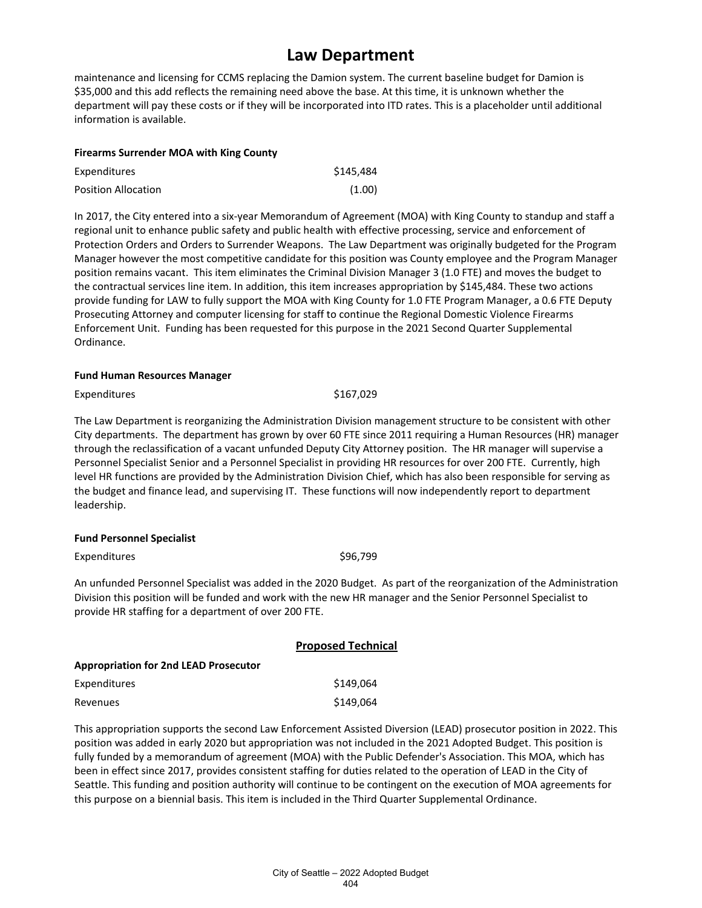# Law Department

maintenance and licensing for CCMS replacing the Damion system. The current baseline budget for Damion is $35,000 and this add reflects the remaining need above the base. At this time, it is unknown whether the department will pay these costs or if they will be incorporated into ITD rates. This is a placeholder until additional information is available.

**Firearms Surrender MOA with King County**

| | |
|---|---|
| Expenditures | $145,484 |
| Position Allocation | (1.00) |

In 2017, the City entered into a six-year Memorandum of Agreement (MOA) with King County to standup and staff a regional unit to enhance public safety and public health with effective processing, service and enforcement of Protection Orders and Orders to Surrender Weapons. The Law Department was originally budgeted for the Program Manager however the most competitive candidate for this position was County employee and the Program Manager position remains vacant. This item eliminates the Criminal Division Manager 3 (1.0 FTE) and moves the budget to the contractual services line item. In addition, this item increases appropriation by $145,484. These two actions provide funding for LAW to fully support the MOA with King County for 1.0 FTE Program Manager, a 0.6 FTE Deputy Prosecuting Attorney and computer licensing for staff to continue the Regional Domestic Violence Firearms Enforcement Unit. Funding has been requested for this purpose in the 2021 Second Quarter Supplemental Ordinance.

**Fund Human Resources Manager**

| | |
|---|---|
| Expenditures | $167,029 |

The Law Department is reorganizing the Administration Division management structure to be consistent with other City departments. The department has grown by over 60 FTE since 2011 requiring a Human Resources (HR) manager through the reclassification of a vacant unfunded Deputy City Attorney position. The HR manager will supervise a Personnel Specialist Senior and a Personnel Specialist in providing HR resources for over 200 FTE. Currently, high level HR functions are provided by the Administration Division Chief, which has also been responsible for serving as the budget and finance lead, and supervising IT. These functions will now independently report to department leadership.

**Fund Personnel Specialist**

| | |
|---|---|
| Expenditures | $96,799 |

An unfunded Personnel Specialist was added in the 2020 Budget. As part of the reorganization of the Administration Division this position will be funded and work with the new HR manager and the Senior Personnel Specialist to provide HR staffing for a department of over 200 FTE.

## Proposed Technical

**Appropriation for 2nd LEAD Prosecutor**

| | |
|---|---|
| Expenditures | $149,064 |
| Revenues | $149,064 |

This appropriation supports the second Law Enforcement Assisted Diversion (LEAD) prosecutor position in 2022. This position was added in early 2020 but appropriation was not included in the 2021 Adopted Budget. This position is fully funded by a memorandum of agreement (MOA) with the Public Defender's Association. This MOA, which has been in effect since 2017, provides consistent staffing for duties related to the operation of LEAD in the City of Seattle. This funding and position authority will continue to be contingent on the execution of MOA agreements for this purpose on a biennial basis. This item is included in the Third Quarter Supplemental Ordinance.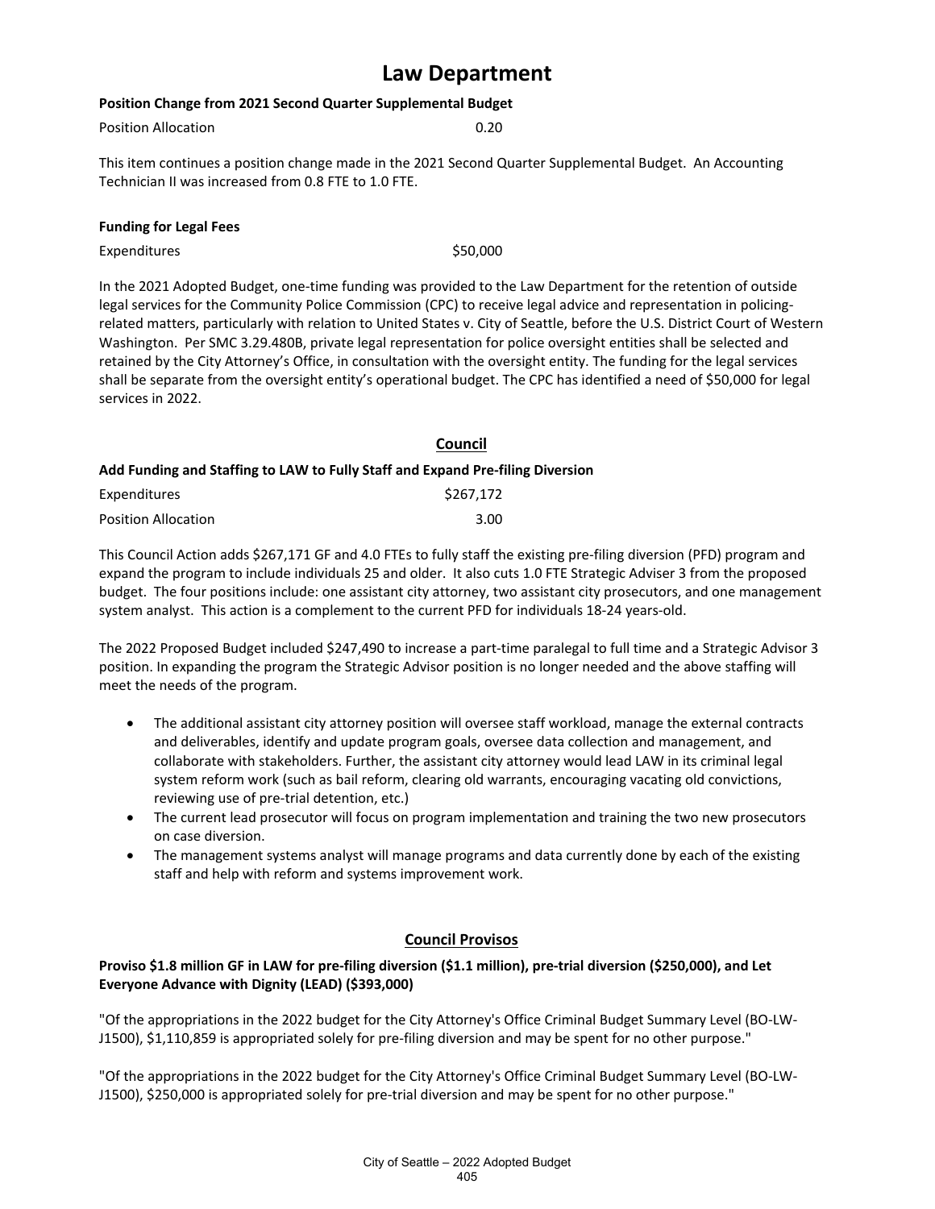# Law Department

**Position Change from 2021 Second Quarter Supplemental Budget**

| | |
|---|---|
| Position Allocation | 0.20 |

This item continues a position change made in the 2021 Second Quarter Supplemental Budget. An Accounting Technician II was increased from 0.8 FTE to 1.0 FTE.

**Funding for Legal Fees**

| | |
|---|---|
| Expenditures | $50,000 |

In the 2021 Adopted Budget, one-time funding was provided to the Law Department for the retention of outside legal services for the Community Police Commission (CPC) to receive legal advice and representation in policing-related matters, particularly with relation to United States v. City of Seattle, before the U.S. District Court of Western Washington. Per SMC 3.29.480B, private legal representation for police oversight entities shall be selected and retained by the City Attorney's Office, in consultation with the oversight entity. The funding for the legal services shall be separate from the oversight entity's operational budget. The CPC has identified a need of $50,000 for legal services in 2022.

## Council

**Add Funding and Staffing to LAW to Fully Staff and Expand Pre-filing Diversion**

| | |
|---|---|
| Expenditures | $267,172 |
| Position Allocation | 3.00 |

This Council Action adds $267,171 GF and 4.0 FTEs to fully staff the existing pre-filing diversion (PFD) program and expand the program to include individuals 25 and older. It also cuts 1.0 FTE Strategic Adviser 3 from the proposed budget. The four positions include: one assistant city attorney, two assistant city prosecutors, and one management system analyst. This action is a complement to the current PFD for individuals 18-24 years-old.

The 2022 Proposed Budget included $247,490 to increase a part-time paralegal to full time and a Strategic Advisor 3 position. In expanding the program the Strategic Advisor position is no longer needed and the above staffing will meet the needs of the program.

- The additional assistant city attorney position will oversee staff workload, manage the external contracts and deliverables, identify and update program goals, oversee data collection and management, and collaborate with stakeholders. Further, the assistant city attorney would lead LAW in its criminal legal system reform work (such as bail reform, clearing old warrants, encouraging vacating old convictions, reviewing use of pre-trial detention, etc.)
- The current lead prosecutor will focus on program implementation and training the two new prosecutors on case diversion.
- The management systems analyst will manage programs and data currently done by each of the existing staff and help with reform and systems improvement work.

## Council Provisos

**Proviso $1.8 million GF in LAW for pre-filing diversion ($1.1 million), pre-trial diversion ($250,000), and Let Everyone Advance with Dignity (LEAD) ($393,000)**

"Of the appropriations in the 2022 budget for the City Attorney's Office Criminal Budget Summary Level (BO-LW-J1500), $1,110,859 is appropriated solely for pre-filing diversion and may be spent for no other purpose."

"Of the appropriations in the 2022 budget for the City Attorney's Office Criminal Budget Summary Level (BO-LW-J1500), $250,000 is appropriated solely for pre-trial diversion and may be spent for no other purpose."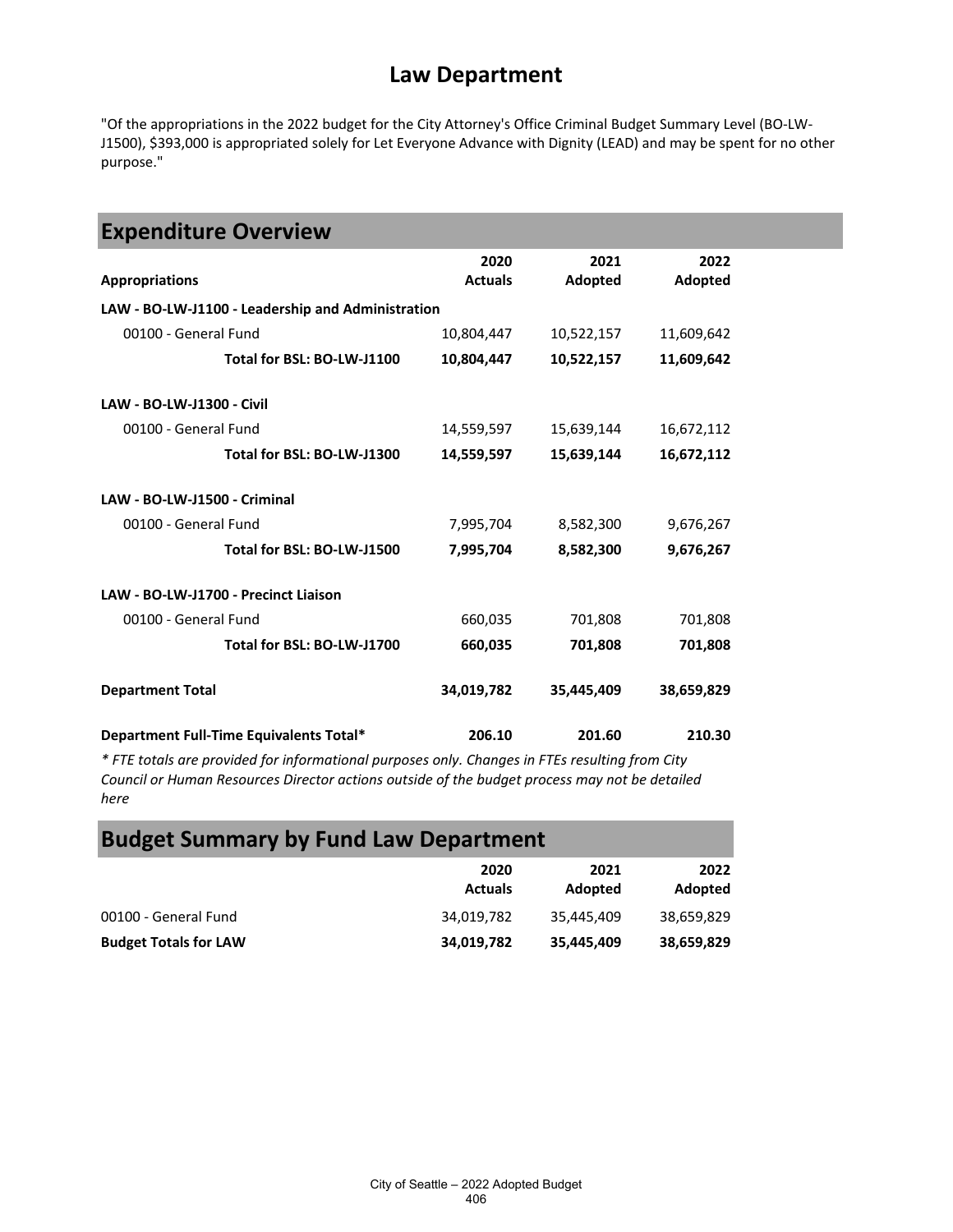# Law Department

"Of the appropriations in the 2022 budget for the City Attorney's Office Criminal Budget Summary Level (BO-LW-J1500), $393,000 is appropriated solely for Let Everyone Advance with Dignity (LEAD) and may be spent for no other purpose."

## Expenditure Overview

| Appropriations | 2020 Actuals | 2021 Adopted | 2022 Adopted |
|---|---|---|---|
| **LAW - BO-LW-J1100 - Leadership and Administration** | | | |
| 00100 - General Fund | 10,804,447 | 10,522,157 | 11,609,642 |
| **Total for BSL: BO-LW-J1100** | **10,804,447** | **10,522,157** | **11,609,642** |
| **LAW - BO-LW-J1300 - Civil** | | | |
| 00100 - General Fund | 14,559,597 | 15,639,144 | 16,672,112 |
| **Total for BSL: BO-LW-J1300** | **14,559,597** | **15,639,144** | **16,672,112** |
| **LAW - BO-LW-J1500 - Criminal** | | | |
| 00100 - General Fund | 7,995,704 | 8,582,300 | 9,676,267 |
| **Total for BSL: BO-LW-J1500** | **7,995,704** | **8,582,300** | **9,676,267** |
| **LAW - BO-LW-J1700 - Precinct Liaison** | | | |
| 00100 - General Fund | 660,035 | 701,808 | 701,808 |
| **Total for BSL: BO-LW-J1700** | **660,035** | **701,808** | **701,808** |
| **Department Total** | **34,019,782** | **35,445,409** | **38,659,829** |
| **Department Full-Time Equivalents Total*** | **206.10** | **201.60** | **210.30** |

*\* FTE totals are provided for informational purposes only. Changes in FTEs resulting from City Council or Human Resources Director actions outside of the budget process may not be detailed here*

## Budget Summary by Fund Law Department

| | 2020 Actuals | 2021 Adopted | 2022 Adopted |
|---|---|---|---|
| 00100 - General Fund | 34,019,782 | 35,445,409 | 38,659,829 |
| **Budget Totals for LAW** | **34,019,782** | **35,445,409** | **38,659,829** |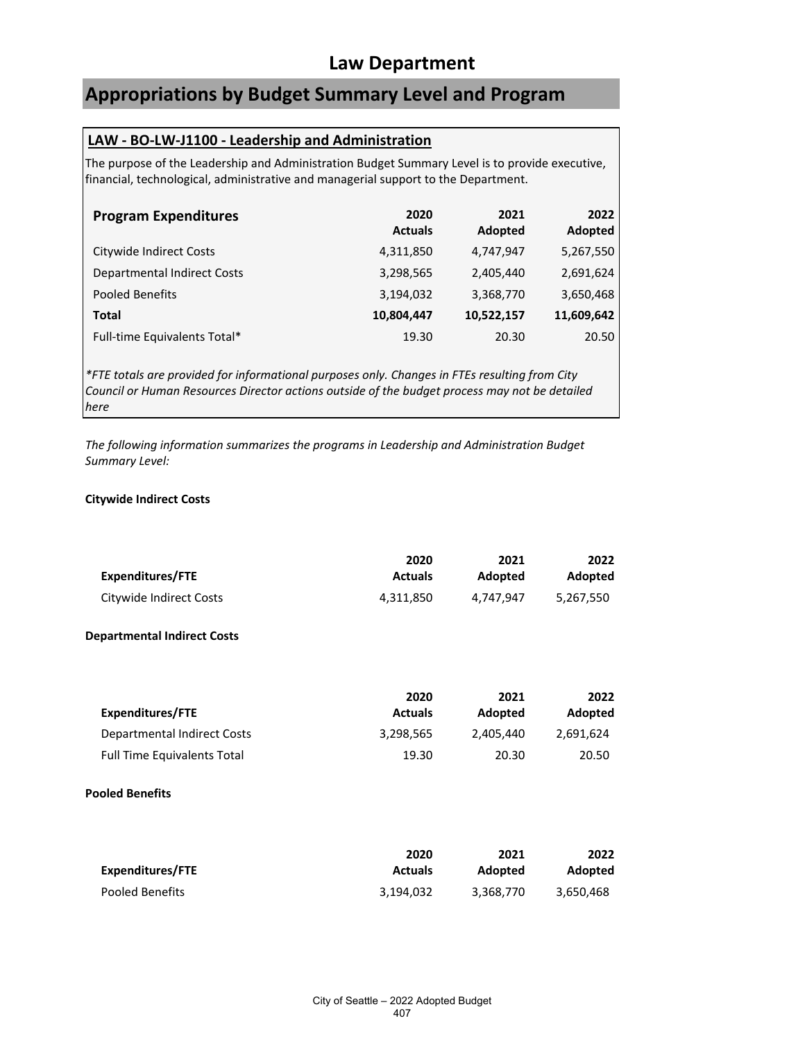# Law Department

## Appropriations by Budget Summary Level and Program

### LAW - BO-LW-J1100 - Leadership and Administration

The purpose of the Leadership and Administration Budget Summary Level is to provide executive, financial, technological, administrative and managerial support to the Department.

| Program Expenditures | 2020 Actuals | 2021 Adopted | 2022 Adopted |
|---|---|---|---|
| Citywide Indirect Costs | 4,311,850 | 4,747,947 | 5,267,550 |
| Departmental Indirect Costs | 3,298,565 | 2,405,440 | 2,691,624 |
| Pooled Benefits | 3,194,032 | 3,368,770 | 3,650,468 |
| **Total** | **10,804,447** | **10,522,157** | **11,609,642** |
| Full-time Equivalents Total* | 19.30 | 20.30 | 20.50 |

*\*FTE totals are provided for informational purposes only. Changes in FTEs resulting from City Council or Human Resources Director actions outside of the budget process may not be detailed here*

*The following information summarizes the programs in Leadership and Administration Budget Summary Level:*

**Citywide Indirect Costs**

| Expenditures/FTE | 2020 Actuals | 2021 Adopted | 2022 Adopted |
|---|---|---|---|
| Citywide Indirect Costs | 4,311,850 | 4,747,947 | 5,267,550 |

**Departmental Indirect Costs**

| Expenditures/FTE | 2020 Actuals | 2021 Adopted | 2022 Adopted |
|---|---|---|---|
| Departmental Indirect Costs | 3,298,565 | 2,405,440 | 2,691,624 |
| Full Time Equivalents Total | 19.30 | 20.30 | 20.50 |

**Pooled Benefits**

| Expenditures/FTE | 2020 Actuals | 2021 Adopted | 2022 Adopted |
|---|---|---|---|
| Pooled Benefits | 3,194,032 | 3,368,770 | 3,650,468 |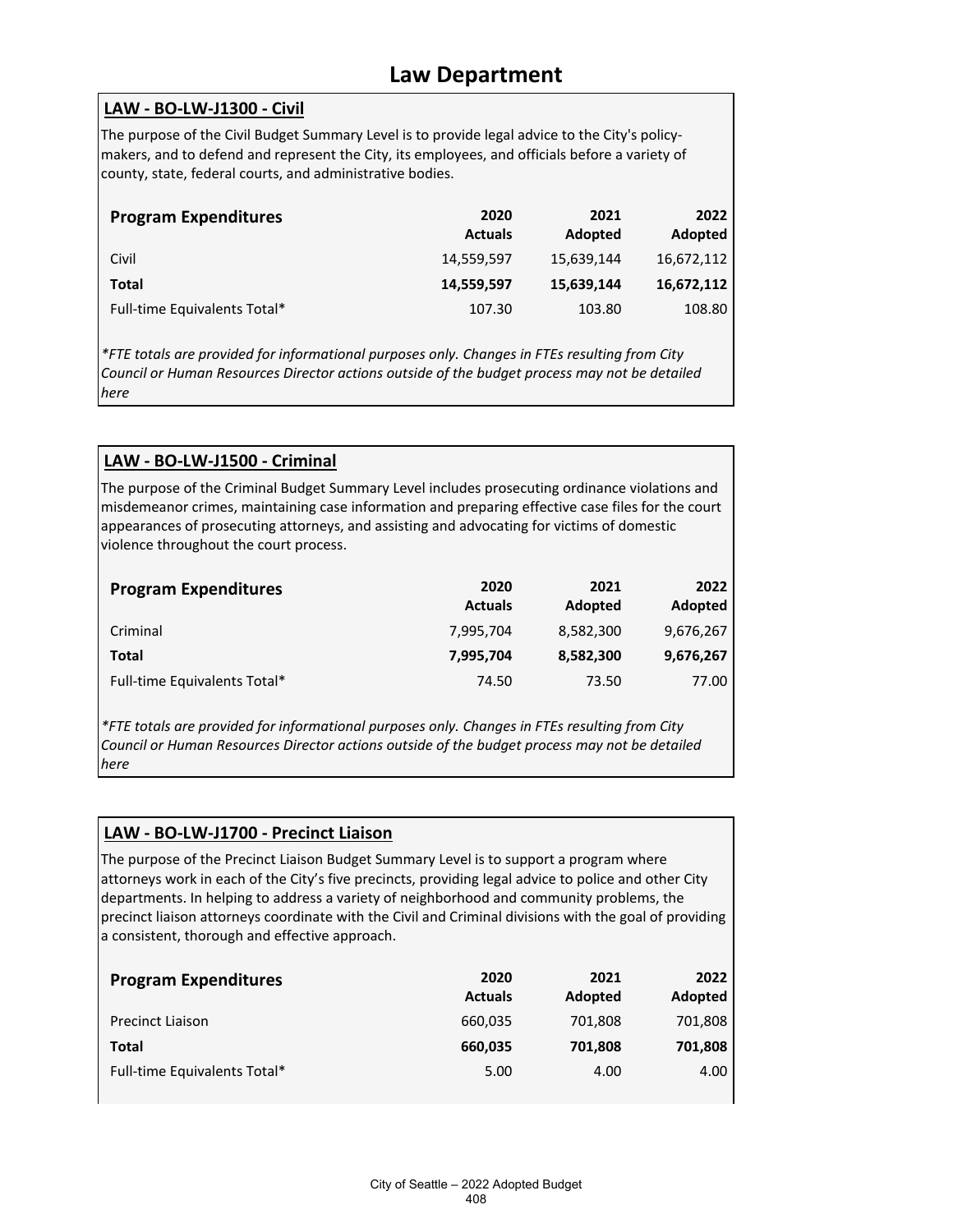# Law Department

## LAW - BO-LW-J1300 - Civil

The purpose of the Civil Budget Summary Level is to provide legal advice to the City's policy-makers, and to defend and represent the City, its employees, and officials before a variety of county, state, federal courts, and administrative bodies.

| Program Expenditures | 2020 Actuals | 2021 Adopted | 2022 Adopted |
|---|---|---|---|
| Civil | 14,559,597 | 15,639,144 | 16,672,112 |
| **Total** | **14,559,597** | **15,639,144** | **16,672,112** |
| Full-time Equivalents Total* | 107.30 | 103.80 | 108.80 |

*\*FTE totals are provided for informational purposes only. Changes in FTEs resulting from City Council or Human Resources Director actions outside of the budget process may not be detailed here*

## LAW - BO-LW-J1500 - Criminal

The purpose of the Criminal Budget Summary Level includes prosecuting ordinance violations and misdemeanor crimes, maintaining case information and preparing effective case files for the court appearances of prosecuting attorneys, and assisting and advocating for victims of domestic violence throughout the court process.

| Program Expenditures | 2020 Actuals | 2021 Adopted | 2022 Adopted |
|---|---|---|---|
| Criminal | 7,995,704 | 8,582,300 | 9,676,267 |
| **Total** | **7,995,704** | **8,582,300** | **9,676,267** |
| Full-time Equivalents Total* | 74.50 | 73.50 | 77.00 |

*\*FTE totals are provided for informational purposes only. Changes in FTEs resulting from City Council or Human Resources Director actions outside of the budget process may not be detailed here*

## LAW - BO-LW-J1700 - Precinct Liaison

The purpose of the Precinct Liaison Budget Summary Level is to support a program where attorneys work in each of the City's five precincts, providing legal advice to police and other City departments. In helping to address a variety of neighborhood and community problems, the precinct liaison attorneys coordinate with the Civil and Criminal divisions with the goal of providing a consistent, thorough and effective approach.

| Program Expenditures | 2020 Actuals | 2021 Adopted | 2022 Adopted |
|---|---|---|---|
| Precinct Liaison | 660,035 | 701,808 | 701,808 |
| **Total** | **660,035** | **701,808** | **701,808** |
| Full-time Equivalents Total* | 5.00 | 4.00 | 4.00 |